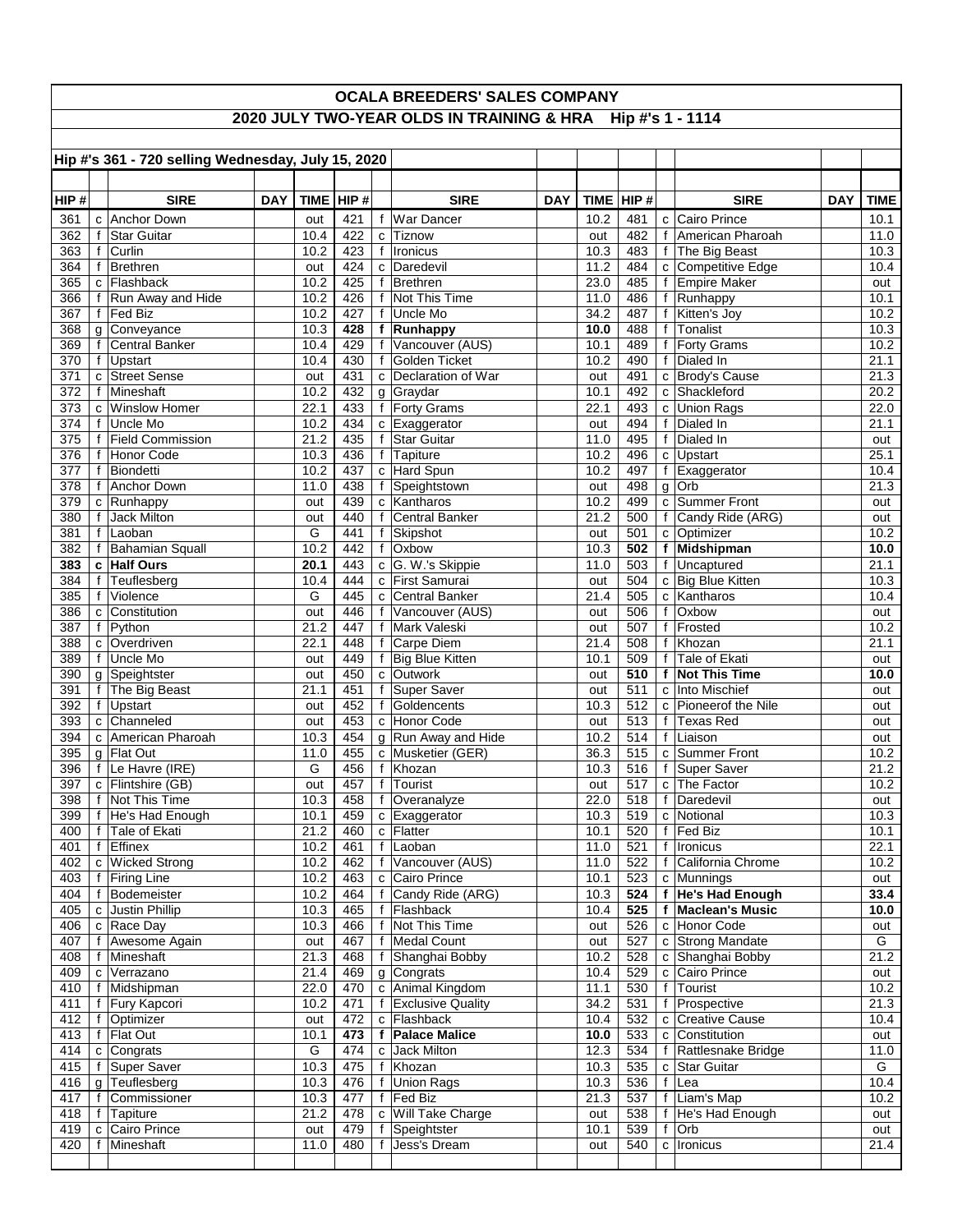# OCALA BREEDERS' SALES COMPANY

## 2020 JULY TWO-YEAR OLDS IN TRAINING & HRA Hip #'s 1 - 1114

**Hip #'s 361 - 720 selling Wednesday, July 15, 2020**

| HIP # | | SIRE | DAY | TIME | HIP # | | SIRE | DAY | TIME | HIP # | | SIRE | DAY | TIME |
|---|---|---|---|---|---|---|---|---|---|---|---|---|---|---|
| 361 | c | Anchor Down | | out | 421 | f | War Dancer | | 10.2 | 481 | c | Cairo Prince | | 10.1 |
| 362 | f | Star Guitar | | 10.4 | 422 | c | Tiznow | | out | 482 | f | American Pharoah | | 11.0 |
| 363 | f | Curlin | | 10.2 | 423 | f | Ironicus | | 10.3 | 483 | f | The Big Beast | | 10.3 |
| 364 | f | Brethren | | out | 424 | c | Daredevil | | 11.2 | 484 | c | Competitive Edge | | 10.4 |
| 365 | c | Flashback | | 10.2 | 425 | f | Brethren | | 23.0 | 485 | f | Empire Maker | | out |
| 366 | f | Run Away and Hide | | 10.2 | 426 | f | Not This Time | | 11.0 | 486 | f | Runhappy | | 10.1 |
| 367 | f | Fed Biz | | 10.2 | 427 | f | Uncle Mo | | 34.2 | 487 | f | Kitten's Joy | | 10.2 |
| 368 | g | Conveyance | | 10.3 | **428** | **f** | **Runhappy** | | **10.0** | 488 | f | Tonalist | | 10.3 |
| 369 | f | Central Banker | | 10.4 | 429 | f | Vancouver (AUS) | | 10.1 | 489 | f | Forty Grams | | 10.2 |
| 370 | f | Upstart | | 10.4 | 430 | f | Golden Ticket | | 10.2 | 490 | f | Dialed In | | 21.1 |
| 371 | c | Street Sense | | out | 431 | c | Declaration of War | | out | 491 | c | Brody's Cause | | 21.3 |
| 372 | f | Mineshaft | | 10.2 | 432 | g | Graydar | | 10.1 | 492 | c | Shackleford | | 20.2 |
| 373 | c | Winslow Homer | | 22.1 | 433 | f | Forty Grams | | 22.1 | 493 | c | Union Rags | | 22.0 |
| 374 | f | Uncle Mo | | 10.2 | 434 | c | Exaggerator | | out | 494 | f | Dialed In | | 21.1 |
| 375 | f | Field Commission | | 21.2 | 435 | f | Star Guitar | | 11.0 | 495 | f | Dialed In | | out |
| 376 | f | Honor Code | | 10.3 | 436 | f | Tapiture | | 10.2 | 496 | c | Upstart | | 25.1 |
| 377 | f | Biondetti | | 10.2 | 437 | c | Hard Spun | | 10.2 | 497 | f | Exaggerator | | 10.4 |
| 378 | f | Anchor Down | | 11.0 | 438 | f | Speightstown | | out | 498 | g | Orb | | 21.3 |
| 379 | c | Runhappy | | out | 439 | c | Kantharos | | 10.2 | 499 | c | Summer Front | | out |
| 380 | f | Jack Milton | | out | 440 | f | Central Banker | | 21.2 | 500 | f | Candy Ride (ARG) | | out |
| 381 | f | Laoban | | G | 441 | f | Skipshot | | out | 501 | c | Optimizer | | 10.2 |
| 382 | f | Bahamian Squall | | 10.2 | 442 | f | Oxbow | | 10.3 | **502** | **f** | **Midshipman** | | **10.0** |
| **383** | **c** | **Half Ours** | | **20.1** | 443 | c | G. W.'s Skippie | | 11.0 | 503 | f | Uncaptured | | 21.1 |
| 384 | f | Teuflesberg | | 10.4 | 444 | c | First Samurai | | out | 504 | c | Big Blue Kitten | | 10.3 |
| 385 | f | Violence | | G | 445 | c | Central Banker | | 21.4 | 505 | c | Kantharos | | 10.4 |
| 386 | c | Constitution | | out | 446 | f | Vancouver (AUS) | | out | 506 | f | Oxbow | | out |
| 387 | f | Python | | 21.2 | 447 | f | Mark Valeski | | out | 507 | f | Frosted | | 10.2 |
| 388 | c | Overdriven | | 22.1 | 448 | f | Carpe Diem | | 21.4 | 508 | f | Khozan | | 21.1 |
| 389 | f | Uncle Mo | | out | 449 | f | Big Blue Kitten | | 10.1 | 509 | f | Tale of Ekati | | out |
| 390 | g | Speightster | | out | 450 | c | Outwork | | out | **510** | **f** | **Not This Time** | | **10.0** |
| 391 | f | The Big Beast | | 21.1 | 451 | f | Super Saver | | out | 511 | c | Into Mischief | | out |
| 392 | f | Upstart | | out | 452 | f | Goldencents | | 10.3 | 512 | c | Pioneerof the Nile | | out |
| 393 | c | Channeled | | out | 453 | c | Honor Code | | out | 513 | f | Texas Red | | out |
| 394 | c | American Pharoah | | 10.3 | 454 | g | Run Away and Hide | | 10.2 | 514 | f | Liaison | | out |
| 395 | g | Flat Out | | 11.0 | 455 | c | Musketier (GER) | | 36.3 | 515 | c | Summer Front | | 10.2 |
| 396 | f | Le Havre (IRE) | | G | 456 | f | Khozan | | 10.3 | 516 | f | Super Saver | | 21.2 |
| 397 | c | Flintshire (GB) | | out | 457 | f | Tourist | | out | 517 | c | The Factor | | 10.2 |
| 398 | f | Not This Time | | 10.3 | 458 | f | Overanalyze | | 22.0 | 518 | f | Daredevil | | out |
| 399 | f | He's Had Enough | | 10.1 | 459 | c | Exaggerator | | 10.3 | 519 | c | Notional | | 10.3 |
| 400 | f | Tale of Ekati | | 21.2 | 460 | c | Flatter | | 10.1 | 520 | f | Fed Biz | | 10.1 |
| 401 | f | Effinex | | 10.2 | 461 | f | Laoban | | 11.0 | 521 | f | Ironicus | | 22.1 |
| 402 | c | Wicked Strong | | 10.2 | 462 | f | Vancouver (AUS) | | 11.0 | 522 | f | California Chrome | | 10.2 |
| 403 | f | Firing Line | | 10.2 | 463 | c | Cairo Prince | | 10.1 | 523 | c | Munnings | | out |
| 404 | f | Bodemeister | | 10.2 | 464 | f | Candy Ride (ARG) | | 10.3 | **524** | **f** | **He's Had Enough** | | **33.4** |
| 405 | c | Justin Phillip | | 10.3 | 465 | f | Flashback | | 10.4 | **525** | **f** | **Maclean's Music** | | **10.0** |
| 406 | c | Race Day | | 10.3 | 466 | f | Not This Time | | out | 526 | c | Honor Code | | out |
| 407 | f | Awesome Again | | out | 467 | f | Medal Count | | out | 527 | c | Strong Mandate | | G |
| 408 | f | Mineshaft | | 21.3 | 468 | f | Shanghai Bobby | | 10.2 | 528 | c | Shanghai Bobby | | 21.2 |
| 409 | c | Verrazano | | 21.4 | 469 | g | Congrats | | 10.4 | 529 | c | Cairo Prince | | out |
| 410 | f | Midshipman | | 22.0 | 470 | c | Animal Kingdom | | 11.1 | 530 | f | Tourist | | 10.2 |
| 411 | f | Fury Kapcori | | 10.2 | 471 | f | Exclusive Quality | | 34.2 | 531 | f | Prospective | | 21.3 |
| 412 | f | Optimizer | | out | 472 | c | Flashback | | 10.4 | 532 | c | Creative Cause | | 10.4 |
| 413 | f | Flat Out | | 10.1 | **473** | **f** | **Palace Malice** | | **10.0** | 533 | c | Constitution | | out |
| 414 | c | Congrats | | G | 474 | c | Jack Milton | | 12.3 | 534 | f | Rattlesnake Bridge | | 11.0 |
| 415 | f | Super Saver | | 10.3 | 475 | f | Khozan | | 10.3 | 535 | c | Star Guitar | | G |
| 416 | g | Teuflesberg | | 10.3 | 476 | f | Union Rags | | 10.3 | 536 | f | Lea | | 10.4 |
| 417 | f | Commissioner | | 10.3 | 477 | f | Fed Biz | | 21.3 | 537 | f | Liam's Map | | 10.2 |
| 418 | f | Tapiture | | 21.2 | 478 | c | Will Take Charge | | out | 538 | f | He's Had Enough | | out |
| 419 | c | Cairo Prince | | out | 479 | f | Speightster | | 10.1 | 539 | f | Orb | | out |
| 420 | f | Mineshaft | | 11.0 | 480 | f | Jess's Dream | | out | 540 | c | Ironicus | | 21.4 |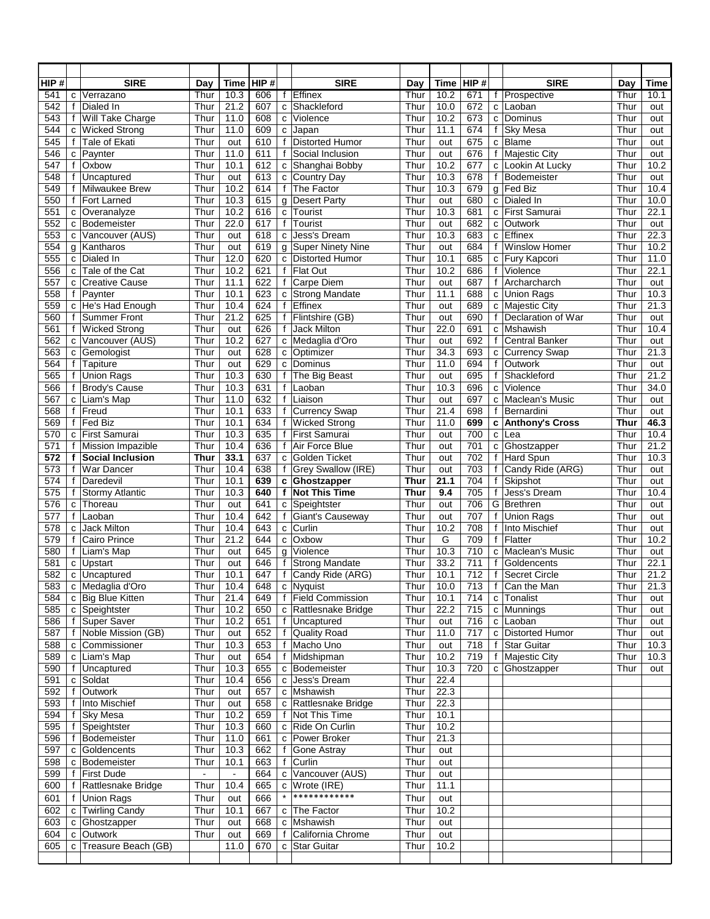| HIP # | | SIRE | Day | Time | HIP # | | SIRE | Day | Time | HIP # | | SIRE | Day | Time |
|---|---|---|---|---|---|---|---|---|---|---|---|---|---|---|
| 541 | c | Verrazano | Thur | 10.3 | 606 | f | Effinex | Thur | 10.2 | 671 | f | Prospective | Thur | 10.1 |
| 542 | f | Dialed In | Thur | 21.2 | 607 | c | Shackleford | Thur | 10.0 | 672 | c | Laoban | Thur | out |
| 543 | f | Will Take Charge | Thur | 11.0 | 608 | c | Violence | Thur | 10.2 | 673 | c | Dominus | Thur | out |
| 544 | c | Wicked Strong | Thur | 11.0 | 609 | c | Japan | Thur | 11.1 | 674 | f | Sky Mesa | Thur | out |
| 545 | f | Tale of Ekati | Thur | out | 610 | f | Distorted Humor | Thur | out | 675 | c | Blame | Thur | out |
| 546 | c | Paynter | Thur | 11.0 | 611 | f | Social Inclusion | Thur | out | 676 | f | Majestic City | Thur | out |
| 547 | f | Oxbow | Thur | 10.1 | 612 | c | Shanghai Bobby | Thur | 10.2 | 677 | c | Lookin At Lucky | Thur | 10.2 |
| 548 | f | Uncaptured | Thur | out | 613 | c | Country Day | Thur | 10.3 | 678 | f | Bodemeister | Thur | out |
| 549 | f | Milwaukee Brew | Thur | 10.2 | 614 | f | The Factor | Thur | 10.3 | 679 | g | Fed Biz | Thur | 10.4 |
| 550 | f | Fort Larned | Thur | 10.3 | 615 | g | Desert Party | Thur | out | 680 | c | Dialed In | Thur | 10.0 |
| 551 | c | Overanalyze | Thur | 10.2 | 616 | c | Tourist | Thur | 10.3 | 681 | c | First Samurai | Thur | 22.1 |
| 552 | c | Bodemeister | Thur | 22.0 | 617 | f | Tourist | Thur | out | 682 | c | Outwork | Thur | out |
| 553 | c | Vancouver (AUS) | Thur | out | 618 | c | Jess's Dream | Thur | 10.3 | 683 | c | Effinex | Thur | 22.3 |
| 554 | g | Kantharos | Thur | out | 619 | g | Super Ninety Nine | Thur | out | 684 | f | Winslow Homer | Thur | 10.2 |
| 555 | c | Dialed In | Thur | 12.0 | 620 | c | Distorted Humor | Thur | 10.1 | 685 | c | Fury Kapcori | Thur | 11.0 |
| 556 | c | Tale of the Cat | Thur | 10.2 | 621 | f | Flat Out | Thur | 10.2 | 686 | f | Violence | Thur | 22.1 |
| 557 | c | Creative Cause | Thur | 11.1 | 622 | f | Carpe Diem | Thur | out | 687 | f | Archarcharch | Thur | out |
| 558 | f | Paynter | Thur | 10.1 | 623 | c | Strong Mandate | Thur | 11.1 | 688 | c | Union Rags | Thur | 10.3 |
| 559 | c | He's Had Enough | Thur | 10.4 | 624 | f | Effinex | Thur | out | 689 | c | Majestic City | Thur | 21.3 |
| 560 | f | Summer Front | Thur | 21.2 | 625 | f | Flintshire (GB) | Thur | out | 690 | f | Declaration of War | Thur | out |
| 561 | f | Wicked Strong | Thur | out | 626 | f | Jack Milton | Thur | 22.0 | 691 | c | Mshawish | Thur | 10.4 |
| 562 | c | Vancouver (AUS) | Thur | 10.2 | 627 | c | Medaglia d'Oro | Thur | out | 692 | f | Central Banker | Thur | out |
| 563 | c | Gemologist | Thur | out | 628 | c | Optimizer | Thur | 34.3 | 693 | c | Currency Swap | Thur | 21.3 |
| 564 | f | Tapiture | Thur | out | 629 | c | Dominus | Thur | 11.0 | 694 | f | Outwork | Thur | out |
| 565 | f | Union Rags | Thur | 10.3 | 630 | f | The Big Beast | Thur | out | 695 | f | Shackleford | Thur | 21.2 |
| 566 | f | Brody's Cause | Thur | 10.3 | 631 | f | Laoban | Thur | 10.3 | 696 | c | Violence | Thur | 34.0 |
| 567 | c | Liam's Map | Thur | 11.0 | 632 | f | Liaison | Thur | out | 697 | c | Maclean's Music | Thur | out |
| 568 | f | Freud | Thur | 10.1 | 633 | f | Currency Swap | Thur | 21.4 | 698 | f | Bernardini | Thur | out |
| 569 | f | Fed Biz | Thur | 10.1 | 634 | f | Wicked Strong | Thur | 11.0 | **699** | **c** | **Anthony's Cross** | **Thur** | **46.3** |
| 570 | c | First Samurai | Thur | 10.3 | 635 | f | First Samurai | Thur | out | 700 | c | Lea | Thur | 10.4 |
| 571 | f | Mission Impazible | Thur | 10.4 | 636 | f | Air Force Blue | Thur | out | 701 | c | Ghostzapper | Thur | 21.2 |
| **572** | **f** | **Social Inclusion** | **Thur** | **33.1** | 637 | c | Golden Ticket | Thur | out | 702 | f | Hard Spun | Thur | 10.3 |
| 573 | f | War Dancer | Thur | 10.4 | 638 | f | Grey Swallow (IRE) | Thur | out | 703 | f | Candy Ride (ARG) | Thur | out |
| 574 | f | Daredevil | Thur | 10.1 | **639** | **c** | **Ghostzapper** | **Thur** | **21.1** | 704 | f | Skipshot | Thur | out |
| 575 | f | Stormy Atlantic | Thur | 10.3 | **640** | **f** | **Not This Time** | **Thur** | **9.4** | 705 | f | Jess's Dream | Thur | 10.4 |
| 576 | c | Thoreau | Thur | out | 641 | c | Speightster | Thur | out | 706 | G | Brethren | Thur | out |
| 577 | f | Laoban | Thur | 10.4 | 642 | f | Giant's Causeway | Thur | out | 707 | f | Union Rags | Thur | out |
| 578 | c | Jack Milton | Thur | 10.4 | 643 | c | Curlin | Thur | 10.2 | 708 | f | Into Mischief | Thur | out |
| 579 | f | Cairo Prince | Thur | 21.2 | 644 | c | Oxbow | Thur | G | 709 | f | Flatter | Thur | 10.2 |
| 580 | f | Liam's Map | Thur | out | 645 | g | Violence | Thur | 10.3 | 710 | c | Maclean's Music | Thur | out |
| 581 | c | Upstart | Thur | out | 646 | f | Strong Mandate | Thur | 33.2 | 711 | f | Goldencents | Thur | 22.1 |
| 582 | c | Uncaptured | Thur | 10.1 | 647 | f | Candy Ride (ARG) | Thur | 10.1 | 712 | f | Secret Circle | Thur | 21.2 |
| 583 | c | Medaglia d'Oro | Thur | 10.4 | 648 | c | Nyquist | Thur | 10.0 | 713 | f | Can the Man | Thur | 21.3 |
| 584 | c | Big Blue Kitten | Thur | 21.4 | 649 | f | Field Commission | Thur | 10.1 | 714 | c | Tonalist | Thur | out |
| 585 | c | Speightster | Thur | 10.2 | 650 | c | Rattlesnake Bridge | Thur | 22.2 | 715 | c | Munnings | Thur | out |
| 586 | f | Super Saver | Thur | 10.2 | 651 | f | Uncaptured | Thur | out | 716 | c | Laoban | Thur | out |
| 587 | f | Noble Mission (GB) | Thur | out | 652 | f | Quality Road | Thur | 11.0 | 717 | c | Distorted Humor | Thur | out |
| 588 | c | Commissioner | Thur | 10.3 | 653 | f | Macho Uno | Thur | out | 718 | f | Star Guitar | Thur | 10.3 |
| 589 | c | Liam's Map | Thur | out | 654 | f | Midshipman | Thur | 10.2 | 719 | f | Majestic City | Thur | 10.3 |
| 590 | f | Uncaptured | Thur | 10.3 | 655 | c | Bodemeister | Thur | 10.3 | 720 | c | Ghostzapper | Thur | out |
| 591 | c | Soldat | Thur | 10.4 | 656 | c | Jess's Dream | Thur | 22.4 | | | | | |
| 592 | f | Outwork | Thur | out | 657 | c | Mshawish | Thur | 22.3 | | | | | |
| 593 | f | Into Mischief | Thur | out | 658 | c | Rattlesnake Bridge | Thur | 22.3 | | | | | |
| 594 | f | Sky Mesa | Thur | 10.2 | 659 | f | Not This Time | Thur | 10.1 | | | | | |
| 595 | f | Speightster | Thur | 10.3 | 660 | c | Ride On Curlin | Thur | 10.2 | | | | | |
| 596 | f | Bodemeister | Thur | 11.0 | 661 | c | Power Broker | Thur | 21.3 | | | | | |
| 597 | c | Goldencents | Thur | 10.3 | 662 | f | Gone Astray | Thur | out | | | | | |
| 598 | c | Bodemeister | Thur | 10.1 | 663 | f | Curlin | Thur | out | | | | | |
| 599 | f | First Dude | - | - | 664 | c | Vancouver (AUS) | Thur | out | | | | | |
| 600 | f | Rattlesnake Bridge | Thur | 10.4 | 665 | c | Wrote (IRE) | Thur | 11.1 | | | | | |
| 601 | f | Union Rags | Thur | out | 666 | * | ************ | Thur | out | | | | | |
| 602 | c | Twirling Candy | Thur | 10.1 | 667 | c | The Factor | Thur | 10.2 | | | | | |
| 603 | c | Ghostzapper | Thur | out | 668 | c | Mshawish | Thur | out | | | | | |
| 604 | c | Outwork | Thur | out | 669 | f | California Chrome | Thur | out | | | | | |
| 605 | c | Treasure Beach (GB) | | 11.0 | 670 | c | Star Guitar | Thur | 10.2 | | | | | |